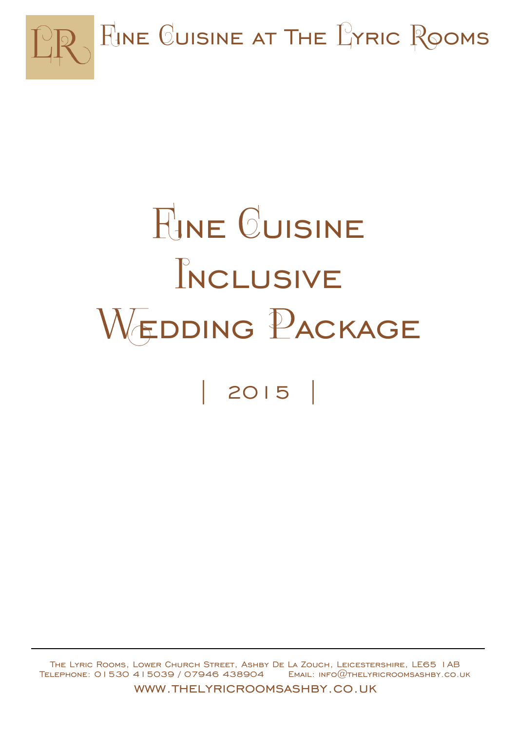Fine Cuisine at The Lyric Rooms

# Fine Cuisine Inclusive Wedding Package

| 2015 |

The Lyric Rooms, Lower Church Street, Ashby De La Zouch, Leicestershire, LE65 1AB
Telephone: 01530 415039 / 07946 438904    Email: info@thelyricroomsashby.co.uk

www.thelyricroomsashby.co.uk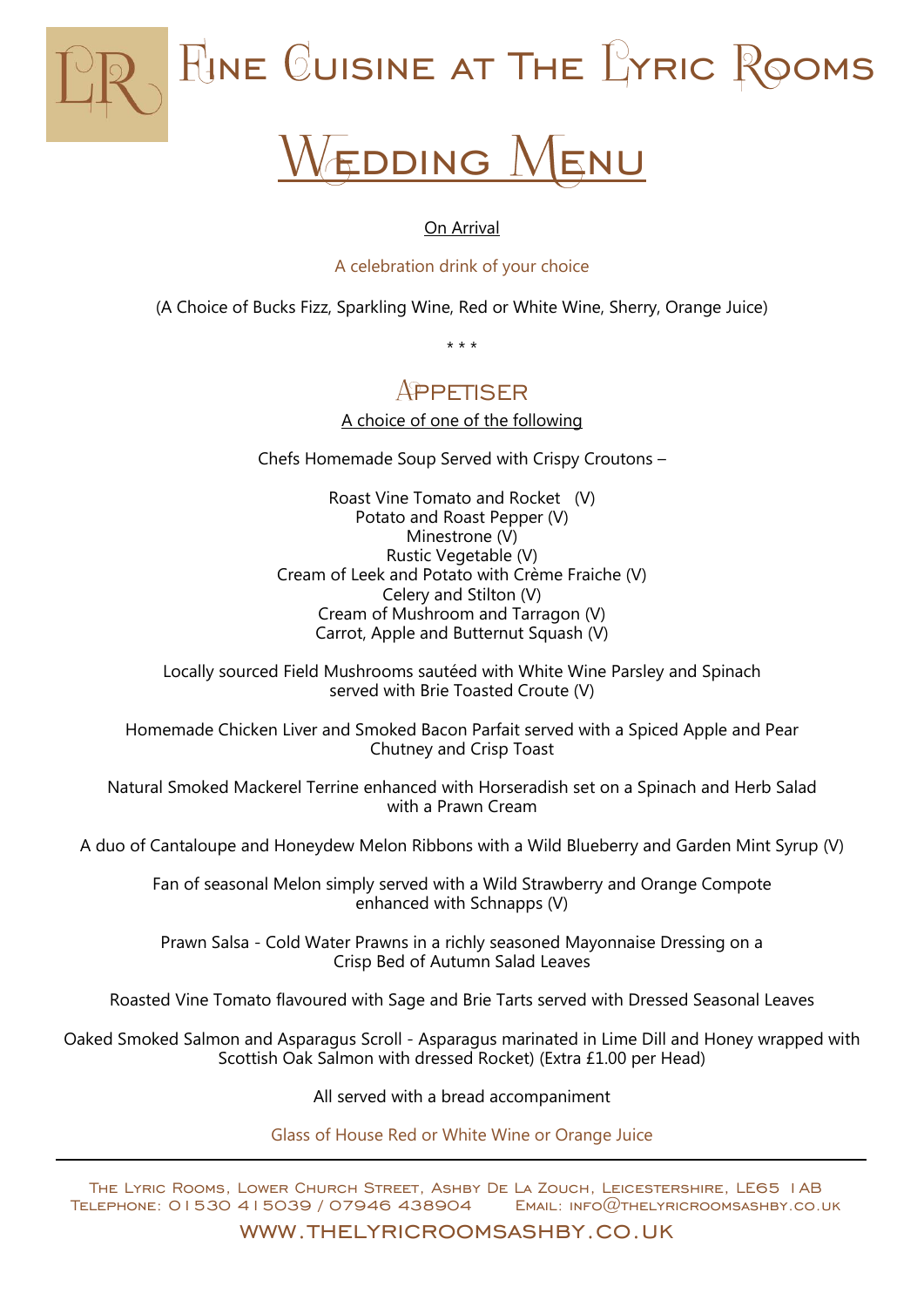# Fine Cuisine at The Lyric Rooms

## Wedding Menu

On Arrival

A celebration drink of your choice

(A Choice of Bucks Fizz, Sparkling Wine, Red or White Wine, Sherry, Orange Juice)

\* \* \*

### Appetiser

A choice of one of the following

Chefs Homemade Soup Served with Crispy Croutons –

Roast Vine Tomato and Rocket (V)
Potato and Roast Pepper (V)
Minestrone (V)
Rustic Vegetable (V)
Cream of Leek and Potato with Crème Fraiche (V)
Celery and Stilton (V)
Cream of Mushroom and Tarragon (V)
Carrot, Apple and Butternut Squash (V)

Locally sourced Field Mushrooms sautéed with White Wine Parsley and Spinach served with Brie Toasted Croute (V)

Homemade Chicken Liver and Smoked Bacon Parfait served with a Spiced Apple and Pear Chutney and Crisp Toast

Natural Smoked Mackerel Terrine enhanced with Horseradish set on a Spinach and Herb Salad with a Prawn Cream

A duo of Cantaloupe and Honeydew Melon Ribbons with a Wild Blueberry and Garden Mint Syrup (V)

Fan of seasonal Melon simply served with a Wild Strawberry and Orange Compote enhanced with Schnapps (V)

Prawn Salsa - Cold Water Prawns in a richly seasoned Mayonnaise Dressing on a Crisp Bed of Autumn Salad Leaves

Roasted Vine Tomato flavoured with Sage and Brie Tarts served with Dressed Seasonal Leaves

Oaked Smoked Salmon and Asparagus Scroll - Asparagus marinated in Lime Dill and Honey wrapped with Scottish Oak Salmon with dressed Rocket) (Extra £1.00 per Head)

All served with a bread accompaniment

Glass of House Red or White Wine or Orange Juice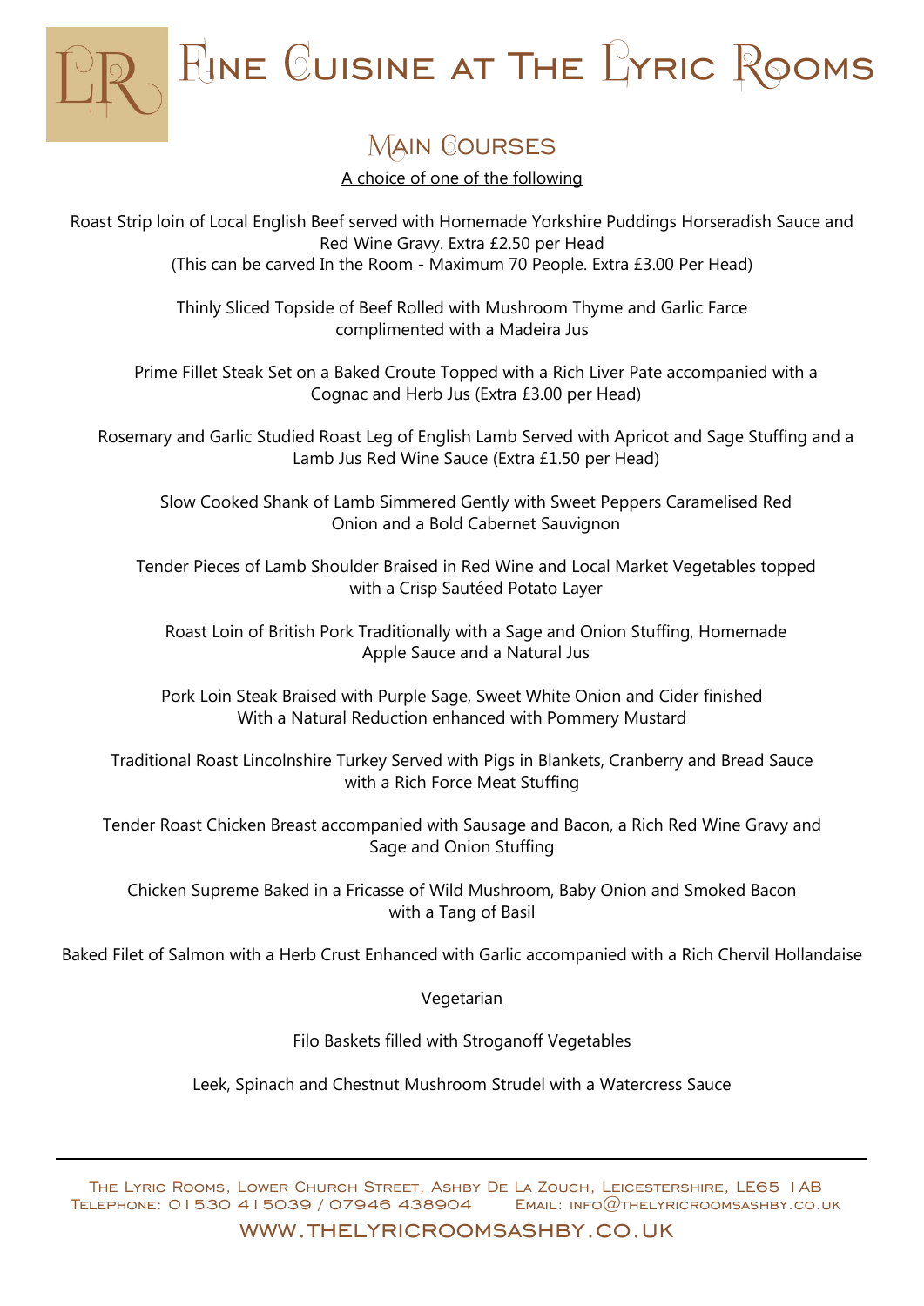# Fine Cuisine at The Lyric Rooms

## Main Courses

A choice of one of the following

Roast Strip loin of Local English Beef served with Homemade Yorkshire Puddings Horseradish Sauce and Red Wine Gravy. Extra £2.50 per Head
(This can be carved In the Room - Maximum 70 People. Extra £3.00 Per Head)

Thinly Sliced Topside of Beef Rolled with Mushroom Thyme and Garlic Farce complimented with a Madeira Jus

Prime Fillet Steak Set on a Baked Croute Topped with a Rich Liver Pate accompanied with a Cognac and Herb Jus (Extra £3.00 per Head)

Rosemary and Garlic Studied Roast Leg of English Lamb Served with Apricot and Sage Stuffing and a Lamb Jus Red Wine Sauce (Extra £1.50 per Head)

Slow Cooked Shank of Lamb Simmered Gently with Sweet Peppers Caramelised Red Onion and a Bold Cabernet Sauvignon

Tender Pieces of Lamb Shoulder Braised in Red Wine and Local Market Vegetables topped with a Crisp Sautéed Potato Layer

Roast Loin of British Pork Traditionally with a Sage and Onion Stuffing, Homemade Apple Sauce and a Natural Jus

Pork Loin Steak Braised with Purple Sage, Sweet White Onion and Cider finished With a Natural Reduction enhanced with Pommery Mustard

Traditional Roast Lincolnshire Turkey Served with Pigs in Blankets, Cranberry and Bread Sauce with a Rich Force Meat Stuffing

Tender Roast Chicken Breast accompanied with Sausage and Bacon, a Rich Red Wine Gravy and Sage and Onion Stuffing

Chicken Supreme Baked in a Fricasse of Wild Mushroom, Baby Onion and Smoked Bacon with a Tang of Basil

Baked Filet of Salmon with a Herb Crust Enhanced with Garlic accompanied with a Rich Chervil Hollandaise

Vegetarian

Filo Baskets filled with Stroganoff Vegetables

Leek, Spinach and Chestnut Mushroom Strudel with a Watercress Sauce

---

The Lyric Rooms, Lower Church Street, Ashby De La Zouch, Leicestershire, LE65 1AB
Telephone: 01530 415039 / 07946 438904 Email: info@thelyricroomsashby.co.uk

www.thelyricroomsashby.co.uk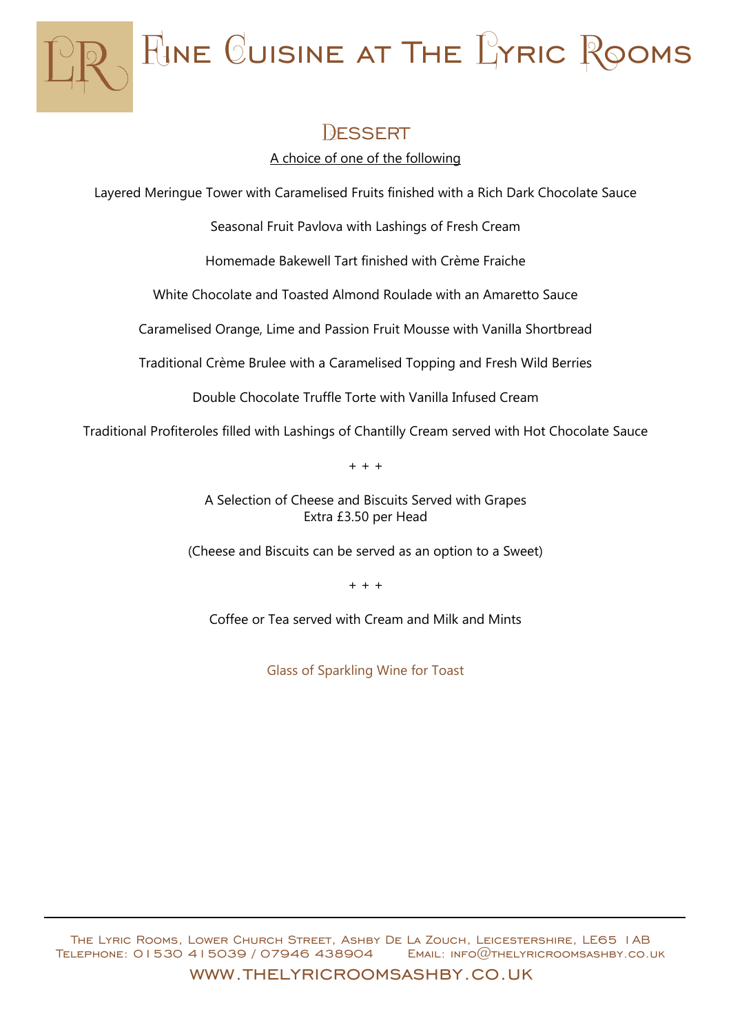# Fine Cuisine at The Lyric Rooms

## Dessert

A choice of one of the following

Layered Meringue Tower with Caramelised Fruits finished with a Rich Dark Chocolate Sauce

Seasonal Fruit Pavlova with Lashings of Fresh Cream

Homemade Bakewell Tart finished with Crème Fraiche

White Chocolate and Toasted Almond Roulade with an Amaretto Sauce

Caramelised Orange, Lime and Passion Fruit Mousse with Vanilla Shortbread

Traditional Crème Brulee with a Caramelised Topping and Fresh Wild Berries

Double Chocolate Truffle Torte with Vanilla Infused Cream

Traditional Profiteroles filled with Lashings of Chantilly Cream served with Hot Chocolate Sauce

+ + +

A Selection of Cheese and Biscuits Served with Grapes
Extra £3.50 per Head

(Cheese and Biscuits can be served as an option to a Sweet)

+ + +

Coffee or Tea served with Cream and Milk and Mints

Glass of Sparkling Wine for Toast

---

The Lyric Rooms, Lower Church Street, Ashby De La Zouch, Leicestershire, LE65 1AB
Telephone: 01530 415039 / 07946 438904 Email: info@thelyricroomsashby.co.uk

www.thelyricroomsashby.co.uk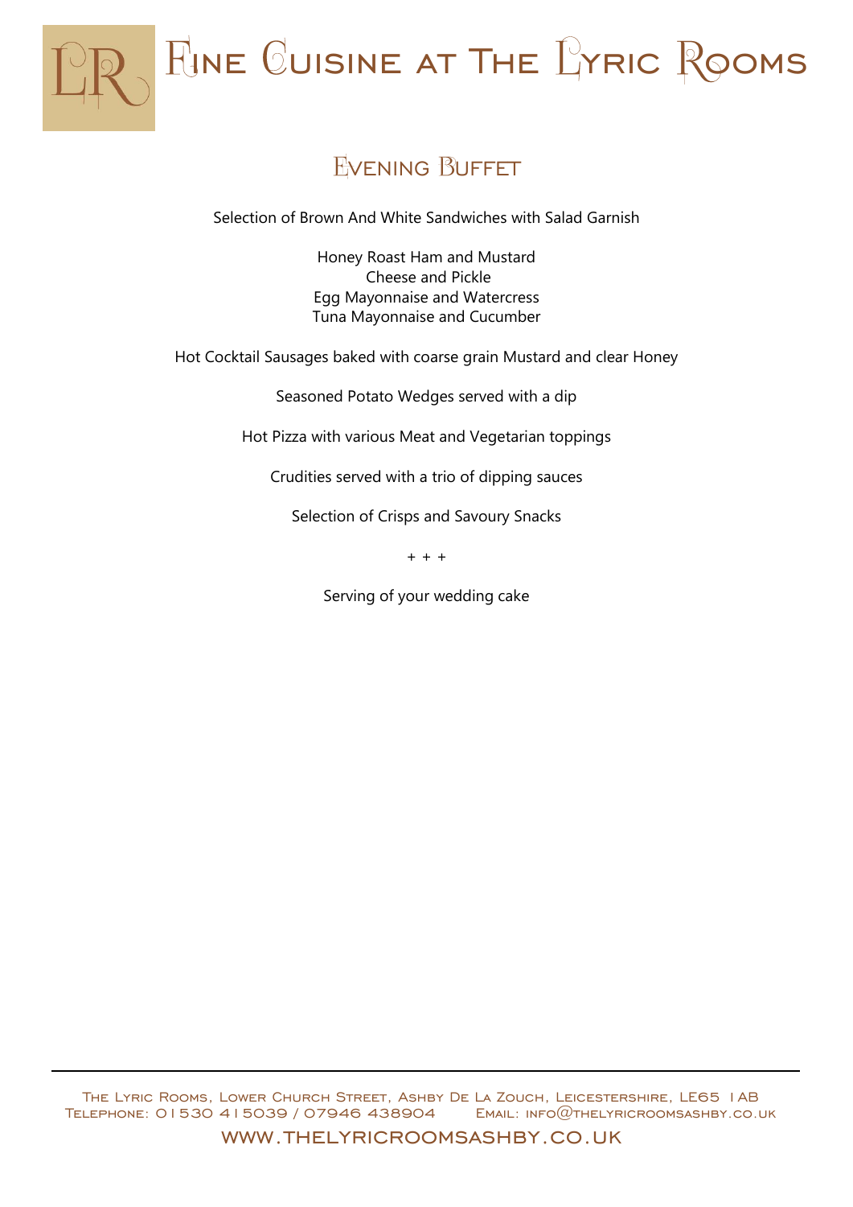# Fine Cuisine at The Lyric Rooms

## Evening Buffet

Selection of Brown And White Sandwiches with Salad Garnish

Honey Roast Ham and Mustard
Cheese and Pickle
Egg Mayonnaise and Watercress
Tuna Mayonnaise and Cucumber

Hot Cocktail Sausages baked with coarse grain Mustard and clear Honey

Seasoned Potato Wedges served with a dip

Hot Pizza with various Meat and Vegetarian toppings

Crudities served with a trio of dipping sauces

Selection of Crisps and Savoury Snacks

+ + +

Serving of your wedding cake

---

The Lyric Rooms, Lower Church Street, Ashby De La Zouch, Leicestershire, LE65 1AB
Telephone: 01530 415039 / 07946 438904 Email: info@thelyricroomsashby.co.uk

www.thelyricroomsashby.co.uk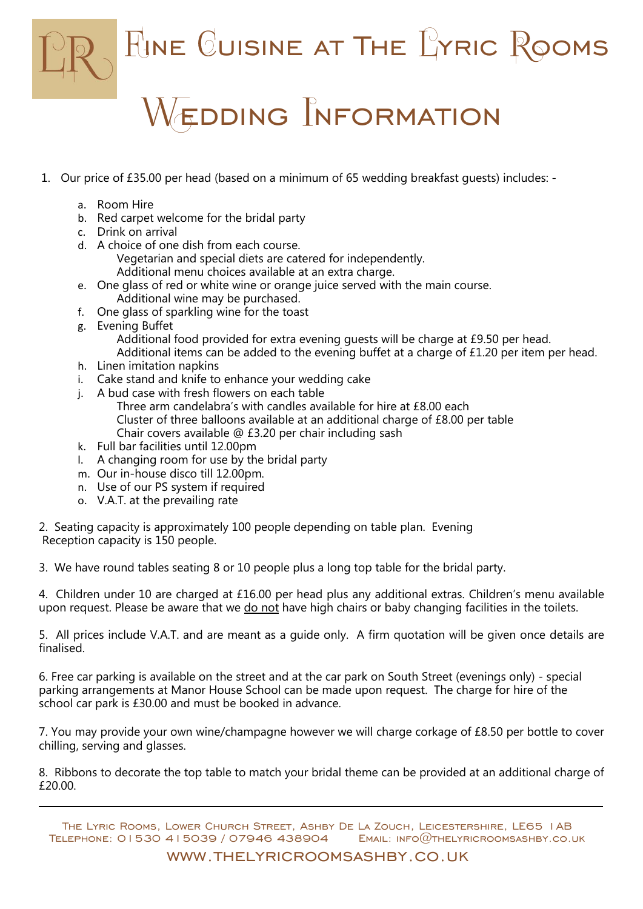# Fine Cuisine at The Lyric Rooms

## Wedding Information

1. Our price of £35.00 per head (based on a minimum of 65 wedding breakfast guests) includes: -

   a. Room Hire
   b. Red carpet welcome for the bridal party
   c. Drink on arrival
   d. A choice of one dish from each course.
      Vegetarian and special diets are catered for independently.
      Additional menu choices available at an extra charge.
   e. One glass of red or white wine or orange juice served with the main course.
      Additional wine may be purchased.
   f. One glass of sparkling wine for the toast
   g. Evening Buffet
      Additional food provided for extra evening guests will be charge at £9.50 per head.
      Additional items can be added to the evening buffet at a charge of £1.20 per item per head.
   h. Linen imitation napkins
   i. Cake stand and knife to enhance your wedding cake
   j. A bud case with fresh flowers on each table
      Three arm candelabra's with candles available for hire at £8.00 each
      Cluster of three balloons available at an additional charge of £8.00 per table
      Chair covers available @ £3.20 per chair including sash
   k. Full bar facilities until 12.00pm
   l. A changing room for use by the bridal party
   m. Our in-house disco till 12.00pm.
   n. Use of our PS system if required
   o. V.A.T. at the prevailing rate

2. Seating capacity is approximately 100 people depending on table plan. Evening Reception capacity is 150 people.

3. We have round tables seating 8 or 10 people plus a long top table for the bridal party.

4. Children under 10 are charged at £16.00 per head plus any additional extras. Children's menu available upon request. Please be aware that we do not have high chairs or baby changing facilities in the toilets.

5. All prices include V.A.T. and are meant as a guide only. A firm quotation will be given once details are finalised.

6. Free car parking is available on the street and at the car park on South Street (evenings only) - special parking arrangements at Manor House School can be made upon request. The charge for hire of the school car park is £30.00 and must be booked in advance.

7. You may provide your own wine/champagne however we will charge corkage of £8.50 per bottle to cover chilling, serving and glasses.

8. Ribbons to decorate the top table to match your bridal theme can be provided at an additional charge of £20.00.

---

The Lyric Rooms, Lower Church Street, Ashby De La Zouch, Leicestershire, LE65 1AB
Telephone: 01530 415039 / 07946 438904 Email: info@thelyricroomsashby.co.uk

www.thelyricroomsashby.co.uk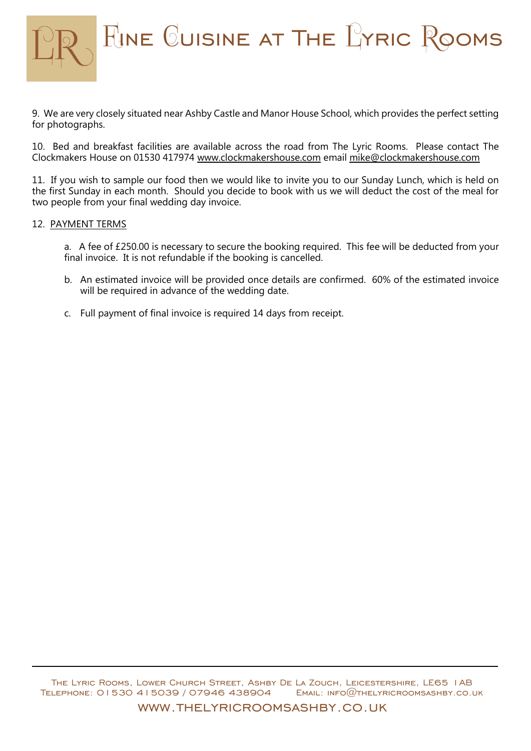9. We are very closely situated near Ashby Castle and Manor House School, which provides the perfect setting for photographs.

10. Bed and breakfast facilities are available across the road from The Lyric Rooms. Please contact The Clockmakers House on 01530 417974 www.clockmakershouse.com email mike@clockmakershouse.com

11. If you wish to sample our food then we would like to invite you to our Sunday Lunch, which is held on the first Sunday in each month. Should you decide to book with us we will deduct the cost of the meal for two people from your final wedding day invoice.

12. PAYMENT TERMS

   a. A fee of £250.00 is necessary to secure the booking required. This fee will be deducted from your final invoice. It is not refundable if the booking is cancelled.

   b. An estimated invoice will be provided once details are confirmed. 60% of the estimated invoice will be required in advance of the wedding date.

   c. Full payment of final invoice is required 14 days from receipt.